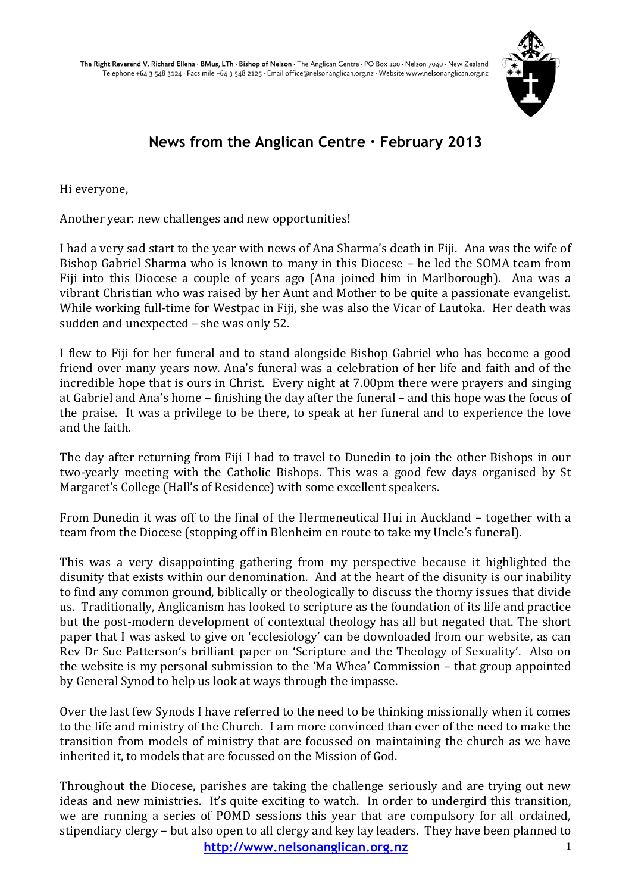The Right Reverend V. Richard Ellena · BMus, LTh · Bishop of Nelson · The Anglican Centre · PO Box 100 · Nelson 7040 · New Zealand
Telephone +64 3 548 3124 · Facsimile +64 3 548 2125 · Email office@nelsonanglican.org.nz · Website www.nelsonanglican.org.nz

## News from the Anglican Centre · February 2013

Hi everyone,

Another year: new challenges and new opportunities!

I had a very sad start to the year with news of Ana Sharma's death in Fiji. Ana was the wife of Bishop Gabriel Sharma who is known to many in this Diocese – he led the SOMA team from Fiji into this Diocese a couple of years ago (Ana joined him in Marlborough). Ana was a vibrant Christian who was raised by her Aunt and Mother to be quite a passionate evangelist. While working full-time for Westpac in Fiji, she was also the Vicar of Lautoka. Her death was sudden and unexpected – she was only 52.

I flew to Fiji for her funeral and to stand alongside Bishop Gabriel who has become a good friend over many years now. Ana's funeral was a celebration of her life and faith and of the incredible hope that is ours in Christ. Every night at 7.00pm there were prayers and singing at Gabriel and Ana's home – finishing the day after the funeral – and this hope was the focus of the praise. It was a privilege to be there, to speak at her funeral and to experience the love and the faith.

The day after returning from Fiji I had to travel to Dunedin to join the other Bishops in our two-yearly meeting with the Catholic Bishops. This was a good few days organised by St Margaret's College (Hall's of Residence) with some excellent speakers.

From Dunedin it was off to the final of the Hermeneutical Hui in Auckland – together with a team from the Diocese (stopping off in Blenheim en route to take my Uncle's funeral).

This was a very disappointing gathering from my perspective because it highlighted the disunity that exists within our denomination. And at the heart of the disunity is our inability to find any common ground, biblically or theologically to discuss the thorny issues that divide us. Traditionally, Anglicanism has looked to scripture as the foundation of its life and practice but the post-modern development of contextual theology has all but negated that. The short paper that I was asked to give on 'ecclesiology' can be downloaded from our website, as can Rev Dr Sue Patterson's brilliant paper on 'Scripture and the Theology of Sexuality'. Also on the website is my personal submission to the 'Ma Whea' Commission – that group appointed by General Synod to help us look at ways through the impasse.

Over the last few Synods I have referred to the need to be thinking missionally when it comes to the life and ministry of the Church. I am more convinced than ever of the need to make the transition from models of ministry that are focussed on maintaining the church as we have inherited it, to models that are focussed on the Mission of God.

Throughout the Diocese, parishes are taking the challenge seriously and are trying out new ideas and new ministries. It's quite exciting to watch. In order to undergird this transition, we are running a series of POMD sessions this year that are compulsory for all ordained, stipendiary clergy – but also open to all clergy and key lay leaders. They have been planned to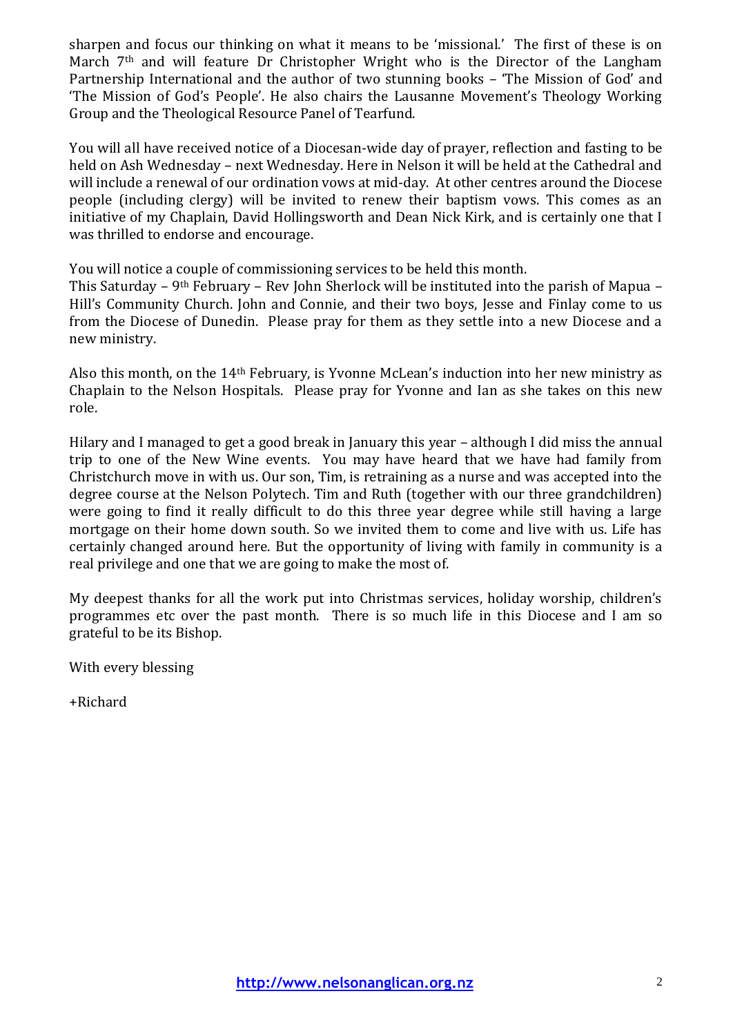sharpen and focus our thinking on what it means to be 'missional.' The first of these is on March 7th and will feature Dr Christopher Wright who is the Director of the Langham Partnership International and the author of two stunning books – 'The Mission of God' and 'The Mission of God's People'. He also chairs the Lausanne Movement's Theology Working Group and the Theological Resource Panel of Tearfund.

You will all have received notice of a Diocesan-wide day of prayer, reflection and fasting to be held on Ash Wednesday – next Wednesday. Here in Nelson it will be held at the Cathedral and will include a renewal of our ordination vows at mid-day. At other centres around the Diocese people (including clergy) will be invited to renew their baptism vows. This comes as an initiative of my Chaplain, David Hollingsworth and Dean Nick Kirk, and is certainly one that I was thrilled to endorse and encourage.

You will notice a couple of commissioning services to be held this month.
This Saturday – 9th February – Rev John Sherlock will be instituted into the parish of Mapua – Hill's Community Church. John and Connie, and their two boys, Jesse and Finlay come to us from the Diocese of Dunedin. Please pray for them as they settle into a new Diocese and a new ministry.

Also this month, on the 14th February, is Yvonne McLean's induction into her new ministry as Chaplain to the Nelson Hospitals. Please pray for Yvonne and Ian as she takes on this new role.

Hilary and I managed to get a good break in January this year – although I did miss the annual trip to one of the New Wine events. You may have heard that we have had family from Christchurch move in with us. Our son, Tim, is retraining as a nurse and was accepted into the degree course at the Nelson Polytech. Tim and Ruth (together with our three grandchildren) were going to find it really difficult to do this three year degree while still having a large mortgage on their home down south. So we invited them to come and live with us. Life has certainly changed around here. But the opportunity of living with family in community is a real privilege and one that we are going to make the most of.

My deepest thanks for all the work put into Christmas services, holiday worship, children's programmes etc over the past month. There is so much life in this Diocese and I am so grateful to be its Bishop.

With every blessing

+Richard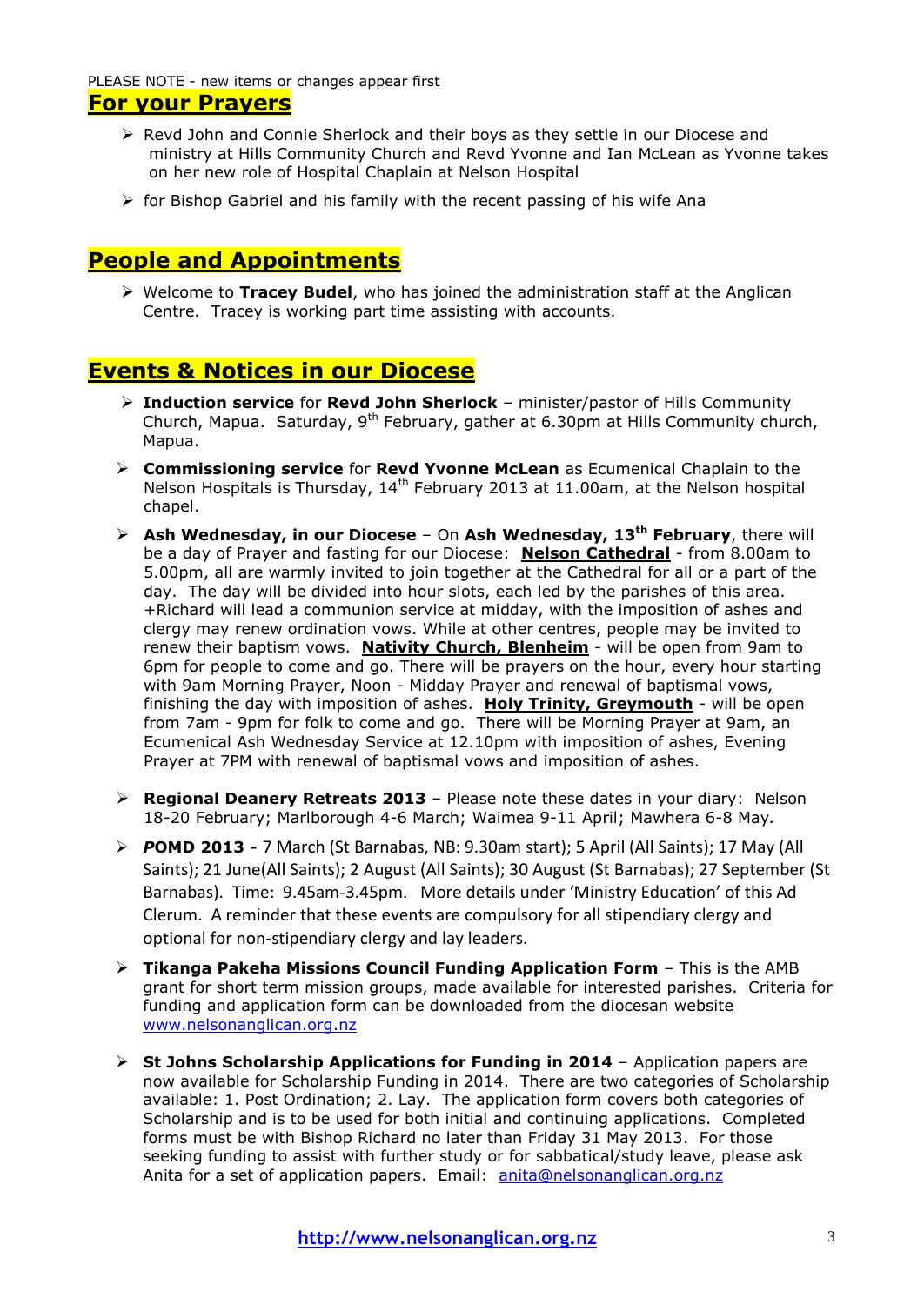PLEASE NOTE - new items or changes appear first

## For your Prayers

- Revd John and Connie Sherlock and their boys as they settle in our Diocese and ministry at Hills Community Church and Revd Yvonne and Ian McLean as Yvonne takes on her new role of Hospital Chaplain at Nelson Hospital
- for Bishop Gabriel and his family with the recent passing of his wife Ana

## People and Appointments

- Welcome to **Tracey Budel**, who has joined the administration staff at the Anglican Centre. Tracey is working part time assisting with accounts.

## Events & Notices in our Diocese

- **Induction service** for **Revd John Sherlock** – minister/pastor of Hills Community Church, Mapua. Saturday, 9th February, gather at 6.30pm at Hills Community church, Mapua.
- **Commissioning service** for **Revd Yvonne McLean** as Ecumenical Chaplain to the Nelson Hospitals is Thursday, 14th February 2013 at 11.00am, at the Nelson hospital chapel.
- **Ash Wednesday, in our Diocese** – On **Ash Wednesday, 13th February**, there will be a day of Prayer and fasting for our Diocese: **Nelson Cathedral** - from 8.00am to 5.00pm, all are warmly invited to join together at the Cathedral for all or a part of the day. The day will be divided into hour slots, each led by the parishes of this area. +Richard will lead a communion service at midday, with the imposition of ashes and clergy may renew ordination vows. While at other centres, people may be invited to renew their baptism vows. **Nativity Church, Blenheim** - will be open from 9am to 6pm for people to come and go. There will be prayers on the hour, every hour starting with 9am Morning Prayer, Noon - Midday Prayer and renewal of baptismal vows, finishing the day with imposition of ashes. **Holy Trinity, Greymouth** - will be open from 7am - 9pm for folk to come and go. There will be Morning Prayer at 9am, an Ecumenical Ash Wednesday Service at 12.10pm with imposition of ashes, Evening Prayer at 7PM with renewal of baptismal vows and imposition of ashes.
- **Regional Deanery Retreats 2013** – Please note these dates in your diary: Nelson 18-20 February; Marlborough 4-6 March; Waimea 9-11 April; Mawhera 6-8 May.
- ***P*OMD 2013 -** 7 March (St Barnabas, NB: 9.30am start); 5 April (All Saints); 17 May (All Saints); 21 June(All Saints); 2 August (All Saints); 30 August (St Barnabas); 27 September (St Barnabas). Time: 9.45am-3.45pm. More details under 'Ministry Education' of this Ad Clerum. A reminder that these events are compulsory for all stipendiary clergy and optional for non-stipendiary clergy and lay leaders.
- **Tikanga Pakeha Missions Council Funding Application Form** – This is the AMB grant for short term mission groups, made available for interested parishes. Criteria for funding and application form can be downloaded from the diocesan website www.nelsonanglican.org.nz
- **St Johns Scholarship Applications for Funding in 2014** – Application papers are now available for Scholarship Funding in 2014. There are two categories of Scholarship available: 1. Post Ordination; 2. Lay. The application form covers both categories of Scholarship and is to be used for both initial and continuing applications. Completed forms must be with Bishop Richard no later than Friday 31 May 2013. For those seeking funding to assist with further study or for sabbatical/study leave, please ask Anita for a set of application papers. Email: anita@nelsonanglican.org.nz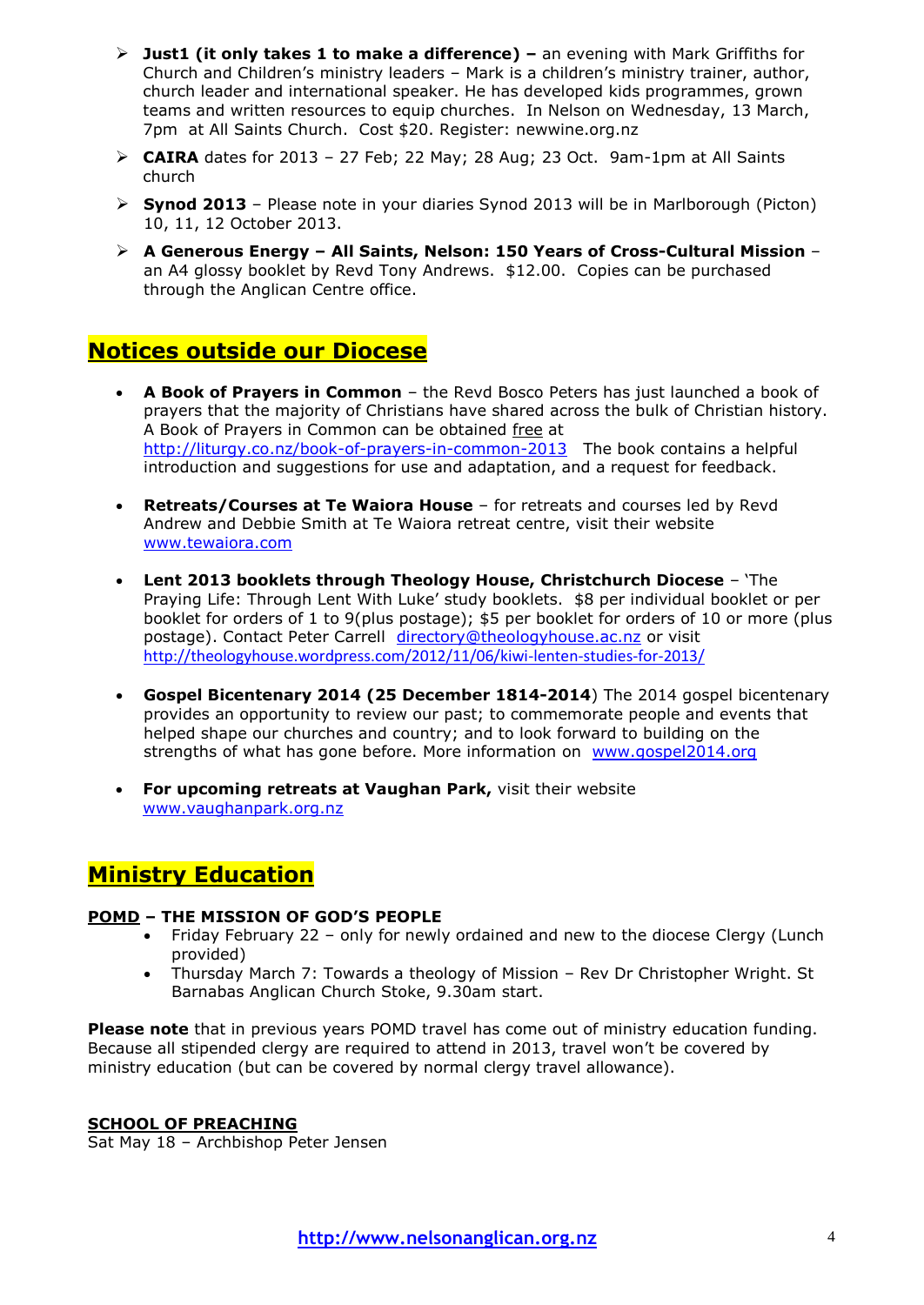- **Just1 (it only takes 1 to make a difference) –** an evening with Mark Griffiths for Church and Children's ministry leaders – Mark is a children's ministry trainer, author, church leader and international speaker. He has developed kids programmes, grown teams and written resources to equip churches. In Nelson on Wednesday, 13 March, 7pm at All Saints Church. Cost $20. Register: newwine.org.nz
- **CAIRA** dates for 2013 – 27 Feb; 22 May; 28 Aug; 23 Oct. 9am-1pm at All Saints church
- **Synod 2013** – Please note in your diaries Synod 2013 will be in Marlborough (Picton) 10, 11, 12 October 2013.
- **A Generous Energy – All Saints, Nelson: 150 Years of Cross-Cultural Mission** – an A4 glossy booklet by Revd Tony Andrews. $12.00. Copies can be purchased through the Anglican Centre office.

## Notices outside our Diocese

- **A Book of Prayers in Common** – the Revd Bosco Peters has just launched a book of prayers that the majority of Christians have shared across the bulk of Christian history. A Book of Prayers in Common can be obtained free at http://liturgy.co.nz/book-of-prayers-in-common-2013 The book contains a helpful introduction and suggestions for use and adaptation, and a request for feedback.
- **Retreats/Courses at Te Waiora House** – for retreats and courses led by Revd Andrew and Debbie Smith at Te Waiora retreat centre, visit their website www.tewaiora.com
- **Lent 2013 booklets through Theology House, Christchurch Diocese** – 'The Praying Life: Through Lent With Luke' study booklets. $8 per individual booklet or per booklet for orders of 1 to 9(plus postage); $5 per booklet for orders of 10 or more (plus postage). Contact Peter Carrell directory@theologyhouse.ac.nz or visit http://theologyhouse.wordpress.com/2012/11/06/kiwi-lenten-studies-for-2013/
- **Gospel Bicentenary 2014 (25 December 1814-2014**) The 2014 gospel bicentenary provides an opportunity to review our past; to commemorate people and events that helped shape our churches and country; and to look forward to building on the strengths of what has gone before. More information on www.gospel2014.org
- **For upcoming retreats at Vaughan Park,** visit their website www.vaughanpark.org.nz

## Ministry Education

**POMD – THE MISSION OF GOD'S PEOPLE**

- Friday February 22 – only for newly ordained and new to the diocese Clergy (Lunch provided)
- Thursday March 7: Towards a theology of Mission – Rev Dr Christopher Wright. St Barnabas Anglican Church Stoke, 9.30am start.

**Please note** that in previous years POMD travel has come out of ministry education funding. Because all stipended clergy are required to attend in 2013, travel won't be covered by ministry education (but can be covered by normal clergy travel allowance).

**SCHOOL OF PREACHING**

Sat May 18 – Archbishop Peter Jensen

http://www.nelsonanglican.org.nz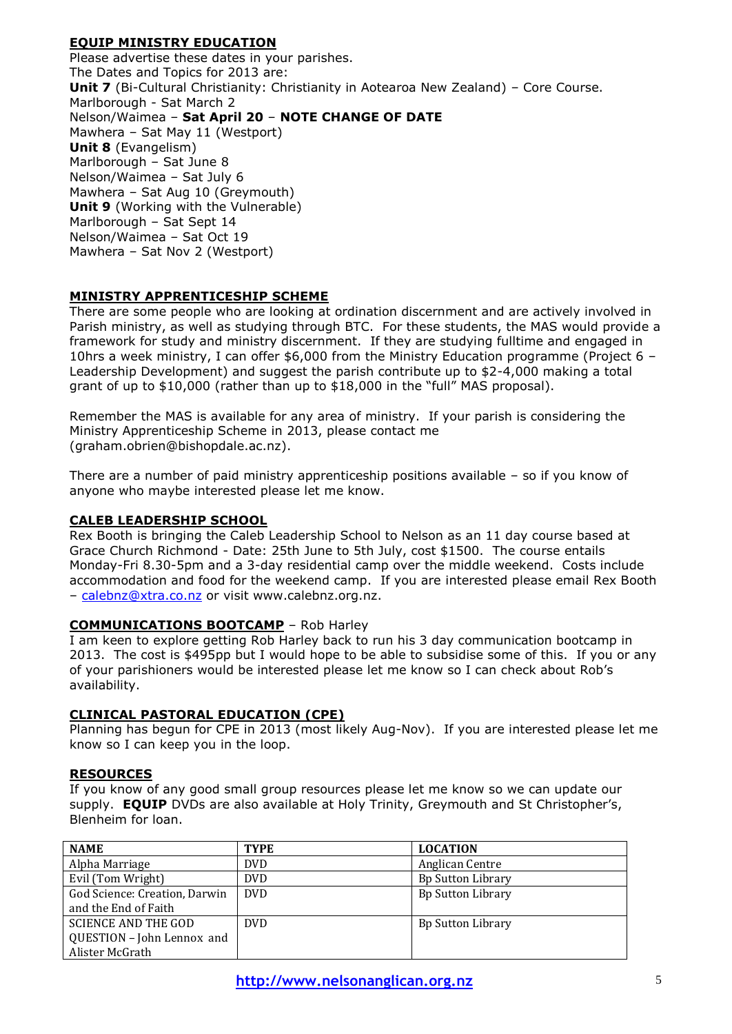## EQUIP MINISTRY EDUCATION

Please advertise these dates in your parishes.
The Dates and Topics for 2013 are:

**Unit 7** (Bi-Cultural Christianity: Christianity in Aotearoa New Zealand) – Core Course.
Marlborough - Sat March 2
Nelson/Waimea – **Sat April 20** – **NOTE CHANGE OF DATE**
Mawhera – Sat May 11 (Westport)

**Unit 8** (Evangelism)
Marlborough – Sat June 8
Nelson/Waimea – Sat July 6
Mawhera – Sat Aug 10 (Greymouth)

**Unit 9** (Working with the Vulnerable)
Marlborough – Sat Sept 14
Nelson/Waimea – Sat Oct 19
Mawhera – Sat Nov 2 (Westport)

## MINISTRY APPRENTICESHIP SCHEME

There are some people who are looking at ordination discernment and are actively involved in Parish ministry, as well as studying through BTC. For these students, the MAS would provide a framework for study and ministry discernment. If they are studying fulltime and engaged in 10hrs a week ministry, I can offer $6,000 from the Ministry Education programme (Project 6 – Leadership Development) and suggest the parish contribute up to $2-4,000 making a total grant of up to $10,000 (rather than up to $18,000 in the "full" MAS proposal).

Remember the MAS is available for any area of ministry. If your parish is considering the Ministry Apprenticeship Scheme in 2013, please contact me (graham.obrien@bishopdale.ac.nz).

There are a number of paid ministry apprenticeship positions available – so if you know of anyone who maybe interested please let me know.

## CALEB LEADERSHIP SCHOOL

Rex Booth is bringing the Caleb Leadership School to Nelson as an 11 day course based at Grace Church Richmond - Date: 25th June to 5th July, cost $1500. The course entails Monday-Fri 8.30-5pm and a 3-day residential camp over the middle weekend. Costs include accommodation and food for the weekend camp. If you are interested please email Rex Booth – calebnz@xtra.co.nz or visit www.calebnz.org.nz.

## COMMUNICATIONS BOOTCAMP – Rob Harley

I am keen to explore getting Rob Harley back to run his 3 day communication bootcamp in 2013. The cost is $495pp but I would hope to be able to subsidise some of this. If you or any of your parishioners would be interested please let me know so I can check about Rob's availability.

## CLINICAL PASTORAL EDUCATION (CPE)

Planning has begun for CPE in 2013 (most likely Aug-Nov). If you are interested please let me know so I can keep you in the loop.

## RESOURCES

If you know of any good small group resources please let me know so we can update our supply. **EQUIP** DVDs are also available at Holy Trinity, Greymouth and St Christopher's, Blenheim for loan.

| NAME | TYPE | LOCATION |
|---|---|---|
| Alpha Marriage | DVD | Anglican Centre |
| Evil (Tom Wright) | DVD | Bp Sutton Library |
| God Science: Creation, Darwin and the End of Faith | DVD | Bp Sutton Library |
| SCIENCE AND THE GOD QUESTION – John Lennox and Alister McGrath | DVD | Bp Sutton Library |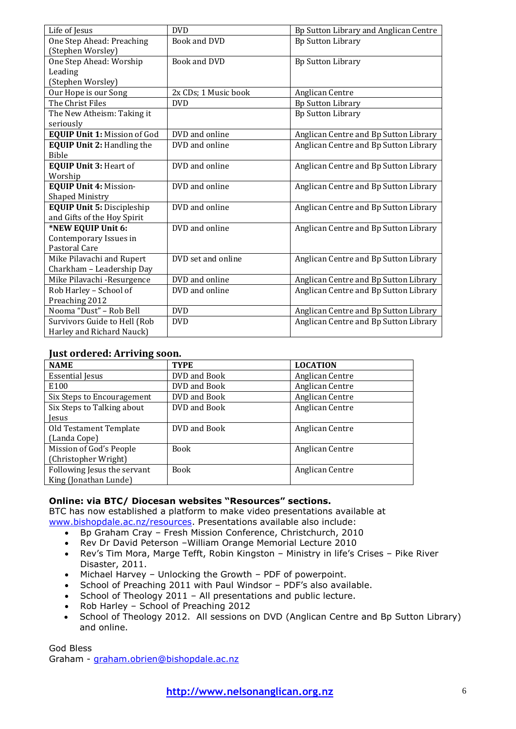| | | |
|---|---|---|
| Life of Jesus | DVD | Bp Sutton Library and Anglican Centre |
| One Step Ahead: Preaching (Stephen Worsley) | Book and DVD | Bp Sutton Library |
| One Step Ahead: Worship Leading (Stephen Worsley) | Book and DVD | Bp Sutton Library |
| Our Hope is our Song | 2x CDs; 1 Music book | Anglican Centre |
| The Christ Files | DVD | Bp Sutton Library |
| The New Atheism: Taking it seriously | | Bp Sutton Library |
| **EQUIP Unit 1:** Mission of God | DVD and online | Anglican Centre and Bp Sutton Library |
| **EQUIP Unit 2:** Handling the Bible | DVD and online | Anglican Centre and Bp Sutton Library |
| **EQUIP Unit 3:** Heart of Worship | DVD and online | Anglican Centre and Bp Sutton Library |
| **EQUIP Unit 4:** Mission-Shaped Ministry | DVD and online | Anglican Centre and Bp Sutton Library |
| **EQUIP Unit 5:** Discipleship and Gifts of the Hoy Spirit | DVD and online | Anglican Centre and Bp Sutton Library |
| ***NEW EQUIP Unit 6:** Contemporary Issues in Pastoral Care | DVD and online | Anglican Centre and Bp Sutton Library |
| Mike Pilavachi and Rupert Charkham – Leadership Day | DVD set and online | Anglican Centre and Bp Sutton Library |
| Mike Pilavachi -Resurgence | DVD and online | Anglican Centre and Bp Sutton Library |
| Rob Harley – School of Preaching 2012 | DVD and online | Anglican Centre and Bp Sutton Library |
| Nooma "Dust" – Rob Bell | DVD | Anglican Centre and Bp Sutton Library |
| Survivors Guide to Hell (Rob Harley and Richard Nauck) | DVD | Anglican Centre and Bp Sutton Library |

### Just ordered: Arriving soon.

| NAME | TYPE | LOCATION |
|---|---|---|
| Essential Jesus | DVD and Book | Anglican Centre |
| E100 | DVD and Book | Anglican Centre |
| Six Steps to Encouragement | DVD and Book | Anglican Centre |
| Six Steps to Talking about Jesus | DVD and Book | Anglican Centre |
| Old Testament Template (Landa Cope) | DVD and Book | Anglican Centre |
| Mission of God's People (Christopher Wright) | Book | Anglican Centre |
| Following Jesus the servant King (Jonathan Lunde) | Book | Anglican Centre |

**Online: via BTC/ Diocesan websites "Resources" sections.**

BTC has now established a platform to make video presentations available at www.bishopdale.ac.nz/resources. Presentations available also include:

- Bp Graham Cray – Fresh Mission Conference, Christchurch, 2010
- Rev Dr David Peterson –William Orange Memorial Lecture 2010
- Rev's Tim Mora, Marge Tefft, Robin Kingston – Ministry in life's Crises – Pike River Disaster, 2011.
- Michael Harvey – Unlocking the Growth – PDF of powerpoint.
- School of Preaching 2011 with Paul Windsor – PDF's also available.
- School of Theology 2011 – All presentations and public lecture.
- Rob Harley – School of Preaching 2012
- School of Theology 2012. All sessions on DVD (Anglican Centre and Bp Sutton Library) and online.

God Bless
Graham - graham.obrien@bishopdale.ac.nz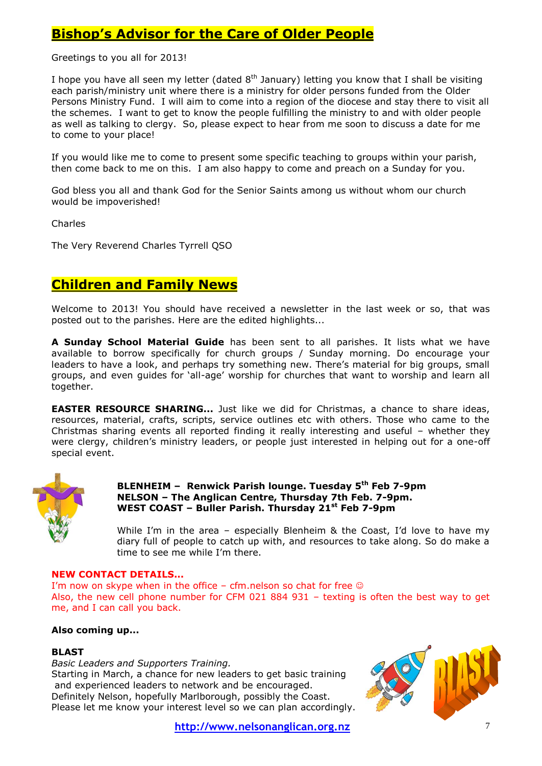## Bishop's Advisor for the Care of Older People

Greetings to you all for 2013!

I hope you have all seen my letter (dated 8th January) letting you know that I shall be visiting each parish/ministry unit where there is a ministry for older persons funded from the Older Persons Ministry Fund. I will aim to come into a region of the diocese and stay there to visit all the schemes. I want to get to know the people fulfilling the ministry to and with older people as well as talking to clergy. So, please expect to hear from me soon to discuss a date for me to come to your place!

If you would like me to come to present some specific teaching to groups within your parish, then come back to me on this. I am also happy to come and preach on a Sunday for you.

God bless you all and thank God for the Senior Saints among us without whom our church would be impoverished!

Charles

The Very Reverend Charles Tyrrell QSO

## Children and Family News

Welcome to 2013! You should have received a newsletter in the last week or so, that was posted out to the parishes. Here are the edited highlights...

**A Sunday School Material Guide** has been sent to all parishes. It lists what we have available to borrow specifically for church groups / Sunday morning. Do encourage your leaders to have a look, and perhaps try something new. There's material for big groups, small groups, and even guides for 'all-age' worship for churches that want to worship and learn all together.

**EASTER RESOURCE SHARING...** Just like we did for Christmas, a chance to share ideas, resources, material, crafts, scripts, service outlines etc with others. Those who came to the Christmas sharing events all reported finding it really interesting and useful – whether they were clergy, children's ministry leaders, or people just interested in helping out for a one-off special event.

**BLENHEIM – Renwick Parish lounge. Tuesday 5th Feb 7-9pm**
**NELSON – The Anglican Centre, Thursday 7th Feb. 7-9pm.**
**WEST COAST – Buller Parish. Thursday 21st Feb 7-9pm**

While I'm in the area – especially Blenheim & the Coast, I'd love to have my diary full of people to catch up with, and resources to take along. So do make a time to see me while I'm there.

**NEW CONTACT DETAILS...**
I'm now on skype when in the office – cfm.nelson so chat for free ☺
Also, the new cell phone number for CFM 021 884 931 – texting is often the best way to get me, and I can call you back.

**Also coming up...**

**BLAST**
*Basic Leaders and Supporters Training.*
Starting in March, a chance for new leaders to get basic training and experienced leaders to network and be encouraged.
Definitely Nelson, hopefully Marlborough, possibly the Coast.
Please let me know your interest level so we can plan accordingly.

http://www.nelsonanglican.org.nz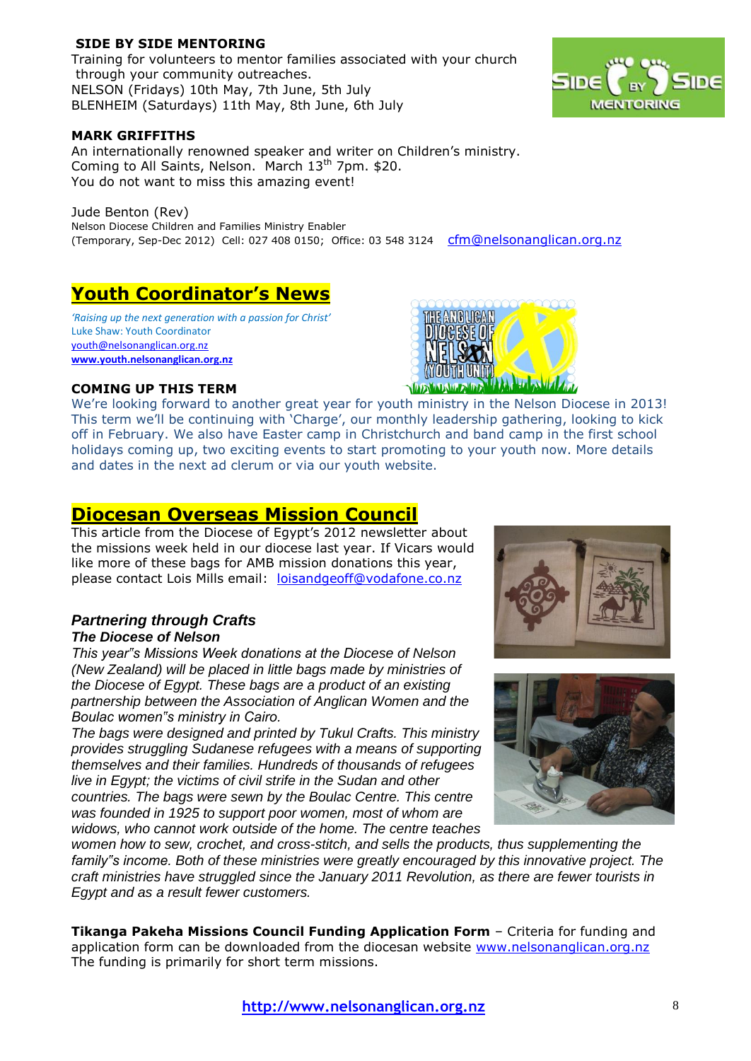**SIDE BY SIDE MENTORING**

Training for volunteers to mentor families associated with your church through your community outreaches.
NELSON (Fridays) 10th May, 7th June, 5th July
BLENHEIM (Saturdays) 11th May, 8th June, 6th July

**MARK GRIFFITHS**

An internationally renowned speaker and writer on Children's ministry.
Coming to All Saints, Nelson. March 13th 7pm. $20.
You do not want to miss this amazing event!

Jude Benton (Rev)
Nelson Diocese Children and Families Ministry Enabler
(Temporary, Sep-Dec 2012) Cell: 027 408 0150; Office: 03 548 3124 cfm@nelsonanglican.org.nz

## Youth Coordinator's News

*'Raising up the next generation with a passion for Christ'*
Luke Shaw: Youth Coordinator
youth@nelsonanglican.org.nz
**www.youth.nelsonanglican.org.nz**

**COMING UP THIS TERM**

We're looking forward to another great year for youth ministry in the Nelson Diocese in 2013! This term we'll be continuing with 'Charge', our monthly leadership gathering, looking to kick off in February. We also have Easter camp in Christchurch and band camp in the first school holidays coming up, two exciting events to start promoting to your youth now. More details and dates in the next ad clerum or via our youth website.

## Diocesan Overseas Mission Council

This article from the Diocese of Egypt's 2012 newsletter about the missions week held in our diocese last year. If Vicars would like more of these bags for AMB mission donations this year, please contact Lois Mills email: loisandgeoff@vodafone.co.nz

### *Partnering through Crafts*

***The Diocese of Nelson***

*This year"s Missions Week donations at the Diocese of Nelson (New Zealand) will be placed in little bags made by ministries of the Diocese of Egypt. These bags are a product of an existing partnership between the Association of Anglican Women and the Boulac women"s ministry in Cairo.*

*The bags were designed and printed by Tukul Crafts. This ministry provides struggling Sudanese refugees with a means of supporting themselves and their families. Hundreds of thousands of refugees live in Egypt; the victims of civil strife in the Sudan and other countries. The bags were sewn by the Boulac Centre. This centre was founded in 1925 to support poor women, most of whom are widows, who cannot work outside of the home. The centre teaches women how to sew, crochet, and cross-stitch, and sells the products, thus supplementing the family"s income. Both of these ministries were greatly encouraged by this innovative project. The craft ministries have struggled since the January 2011 Revolution, as there are fewer tourists in Egypt and as a result fewer customers.*

**Tikanga Pakeha Missions Council Funding Application Form** – Criteria for funding and application form can be downloaded from the diocesan website www.nelsonanglican.org.nz
The funding is primarily for short term missions.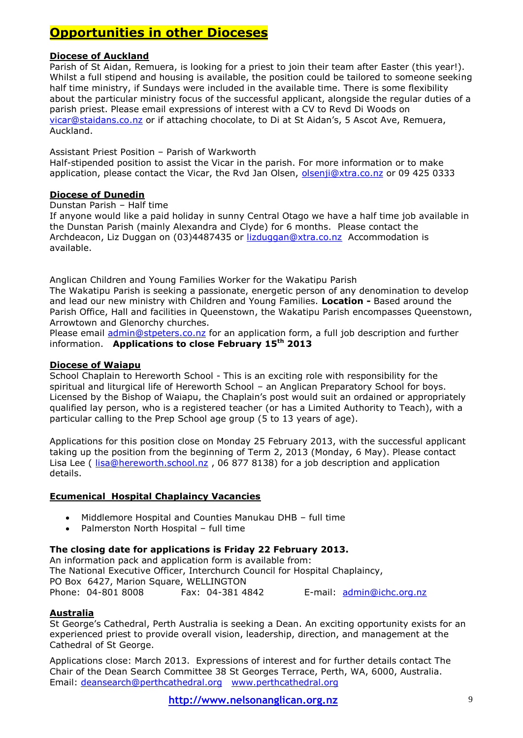# Opportunities in other Dioceses

## Diocese of Auckland

Parish of St Aidan, Remuera, is looking for a priest to join their team after Easter (this year!). Whilst a full stipend and housing is available, the position could be tailored to someone seeking half time ministry, if Sundays were included in the available time. There is some flexibility about the particular ministry focus of the successful applicant, alongside the regular duties of a parish priest. Please email expressions of interest with a CV to Revd Di Woods on vicar@staidans.co.nz or if attaching chocolate, to Di at St Aidan's, 5 Ascot Ave, Remuera, Auckland.

Assistant Priest Position – Parish of Warkworth
Half-stipended position to assist the Vicar in the parish. For more information or to make application, please contact the Vicar, the Rvd Jan Olsen, olsenji@xtra.co.nz or 09 425 0333

## Diocese of Dunedin

Dunstan Parish – Half time
If anyone would like a paid holiday in sunny Central Otago we have a half time job available in the Dunstan Parish (mainly Alexandra and Clyde) for 6 months. Please contact the Archdeacon, Liz Duggan on (03)4487435 or lizduggan@xtra.co.nz Accommodation is available.

Anglican Children and Young Families Worker for the Wakatipu Parish
The Wakatipu Parish is seeking a passionate, energetic person of any denomination to develop and lead our new ministry with Children and Young Families. **Location -** Based around the Parish Office, Hall and facilities in Queenstown, the Wakatipu Parish encompasses Queenstown, Arrowtown and Glenorchy churches.
Please email admin@stpeters.co.nz for an application form, a full job description and further information. **Applications to close February 15th 2013**

## Diocese of Waiapu

School Chaplain to Hereworth School - This is an exciting role with responsibility for the spiritual and liturgical life of Hereworth School – an Anglican Preparatory School for boys. Licensed by the Bishop of Waiapu, the Chaplain's post would suit an ordained or appropriately qualified lay person, who is a registered teacher (or has a Limited Authority to Teach), with a particular calling to the Prep School age group (5 to 13 years of age).

Applications for this position close on Monday 25 February 2013, with the successful applicant taking up the position from the beginning of Term 2, 2013 (Monday, 6 May). Please contact Lisa Lee ( lisa@hereworth.school.nz , 06 877 8138) for a job description and application details.

## Ecumenical Hospital Chaplaincy Vacancies

- Middlemore Hospital and Counties Manukau DHB – full time
- Palmerston North Hospital – full time

**The closing date for applications is Friday 22 February 2013.**
An information pack and application form is available from:
The National Executive Officer, Interchurch Council for Hospital Chaplaincy,
PO Box 6427, Marion Square, WELLINGTON
Phone: 04-801 8008 Fax: 04-381 4842 E-mail: admin@ichc.org.nz

## Australia

St George's Cathedral, Perth Australia is seeking a Dean. An exciting opportunity exists for an experienced priest to provide overall vision, leadership, direction, and management at the Cathedral of St George.

Applications close: March 2013. Expressions of interest and for further details contact The Chair of the Dean Search Committee 38 St Georges Terrace, Perth, WA, 6000, Australia.
Email: deansearch@perthcathedral.org www.perthcathedral.org